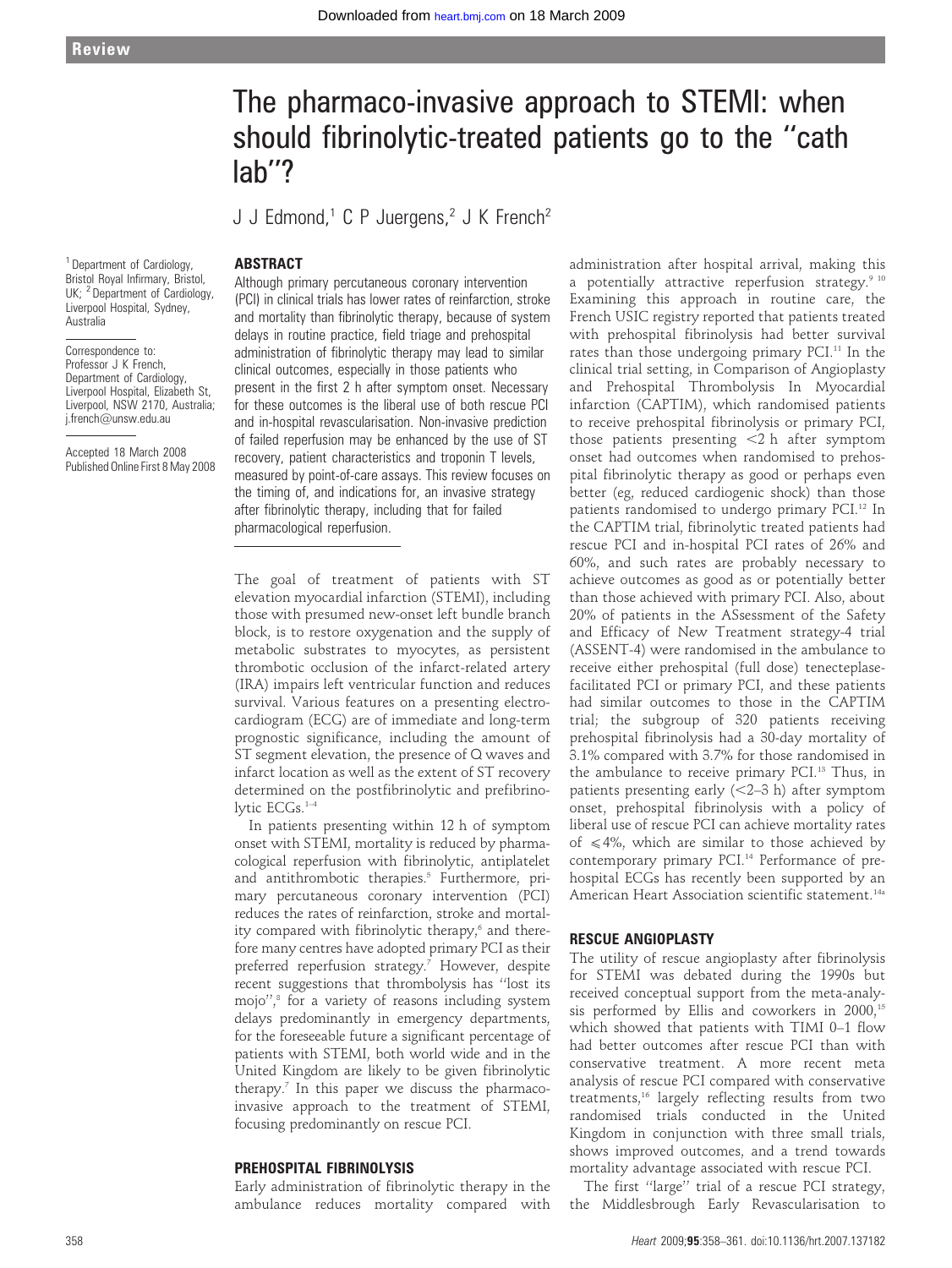Review

# The pharmaco-invasive approach to STEMI: when should fibrinolytic-treated patients go to the "cath lab"?

J J Edmond,[1] C P Juergens,[2] J K French[2]

[1] Department of Cardiology, Bristol Royal Infirmary, Bristol, UK; [2] Department of Cardiology, Liverpool Hospital, Sydney, Australia

Correspondence to: Professor J K French, Department of Cardiology, Liverpool Hospital, Elizabeth St, Liverpool, NSW 2170, Australia; j.french@unsw.edu.au

Accepted 18 March 2008
Published Online First 8 May 2008

## ABSTRACT

Although primary percutaneous coronary intervention (PCI) in clinical trials has lower rates of reinfarction, stroke and mortality than fibrinolytic therapy, because of system delays in routine practice, field triage and prehospital administration of fibrinolytic therapy may lead to similar clinical outcomes, especially in those patients who present in the first 2 h after symptom onset. Necessary for these outcomes is the liberal use of both rescue PCI and in-hospital revascularisation. Non-invasive prediction of failed reperfusion may be enhanced by the use of ST recovery, patient characteristics and troponin T levels, measured by point-of-care assays. This review focuses on the timing of, and indications for, an invasive strategy after fibrinolytic therapy, including that for failed pharmacological reperfusion.

The goal of treatment of patients with ST elevation myocardial infarction (STEMI), including those with presumed new-onset left bundle branch block, is to restore oxygenation and the supply of metabolic substrates to myocytes, as persistent thrombotic occlusion of the infarct-related artery (IRA) impairs left ventricular function and reduces survival. Various features on a presenting electrocardiogram (ECG) are of immediate and long-term prognostic significance, including the amount of ST segment elevation, the presence of Q waves and infarct location as well as the extent of ST recovery determined on the postfibrinolytic and prefibrinolytic ECGs.[1–4]

In patients presenting within 12 h of symptom onset with STEMI, mortality is reduced by pharmacological reperfusion with fibrinolytic, antiplatelet and antithrombotic therapies.[5] Furthermore, primary percutaneous coronary intervention (PCI) reduces the rates of reinfarction, stroke and mortality compared with fibrinolytic therapy,[6] and therefore many centres have adopted primary PCI as their preferred reperfusion strategy.[7] However, despite recent suggestions that thrombolysis has "lost its mojo",[8] for a variety of reasons including system delays predominantly in emergency departments, for the foreseeable future a significant percentage of patients with STEMI, both world wide and in the United Kingdom are likely to be given fibrinolytic therapy.[7] In this paper we discuss the pharmaco-invasive approach to the treatment of STEMI, focusing predominantly on rescue PCI.

## PREHOSPITAL FIBRINOLYSIS

Early administration of fibrinolytic therapy in the ambulance reduces mortality compared with administration after hospital arrival, making this a potentially attractive reperfusion strategy.[9 10] Examining this approach in routine care, the French USIC registry reported that patients treated with prehospital fibrinolysis had better survival rates than those undergoing primary PCI.[11] In the clinical trial setting, in Comparison of Angioplasty and Prehospital Thrombolysis In Myocardial infarction (CAPTIM), which randomised patients to receive prehospital fibrinolysis or primary PCI, those patients presenting <2 h after symptom onset had outcomes when randomised to prehospital fibrinolytic therapy as good or perhaps even better (eg, reduced cardiogenic shock) than those patients randomised to undergo primary PCI.[12] In the CAPTIM trial, fibrinolytic treated patients had rescue PCI and in-hospital PCI rates of 26% and 60%, and such rates are probably necessary to achieve outcomes as good as or potentially better than those achieved with primary PCI. Also, about 20% of patients in the ASsessment of the Safety and Efficacy of New Treatment strategy-4 trial (ASSENT-4) were randomised in the ambulance to receive either prehospital (full dose) tenecteplase-facilitated PCI or primary PCI, and these patients had similar outcomes to those in the CAPTIM trial; the subgroup of 320 patients receiving prehospital fibrinolysis had a 30-day mortality of 3.1% compared with 3.7% for those randomised in the ambulance to receive primary PCI.[13] Thus, in patients presenting early (<2–3 h) after symptom onset, prehospital fibrinolysis with a policy of liberal use of rescue PCI can achieve mortality rates of ⩽4%, which are similar to those achieved by contemporary primary PCI.[14] Performance of prehospital ECGs has recently been supported by an American Heart Association scientific statement.[14a]

## RESCUE ANGIOPLASTY

The utility of rescue angioplasty after fibrinolysis for STEMI was debated during the 1990s but received conceptual support from the meta-analysis performed by Ellis and coworkers in 2000,[15] which showed that patients with TIMI 0–1 flow had better outcomes after rescue PCI than with conservative treatment. A more recent meta analysis of rescue PCI compared with conservative treatments,[16] largely reflecting results from two randomised trials conducted in the United Kingdom in conjunction with three small trials, shows improved outcomes, and a trend towards mortality advantage associated with rescue PCI.

The first "large" trial of a rescue PCI strategy, the Middlesbrough Early Revascularisation to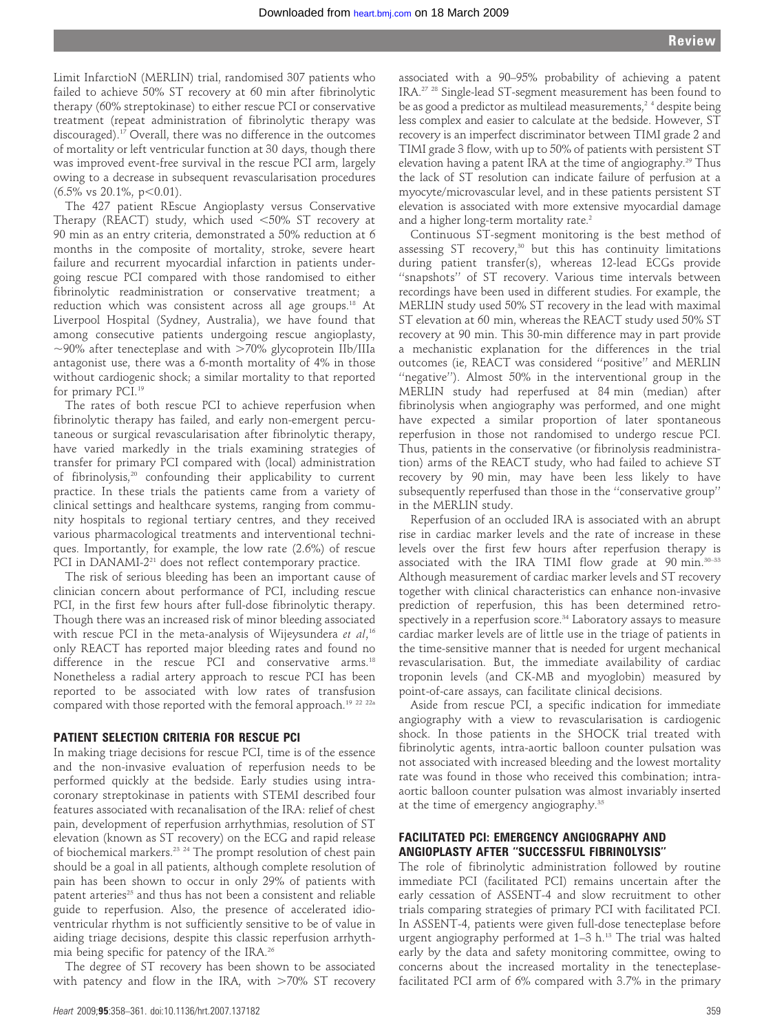Limit InfarctioN (MERLIN) trial, randomised 307 patients who failed to achieve 50% ST recovery at 60 min after fibrinolytic therapy (60% streptokinase) to either rescue PCI or conservative treatment (repeat administration of fibrinolytic therapy was discouraged).[17] Overall, there was no difference in the outcomes of mortality or left ventricular function at 30 days, though there was improved event-free survival in the rescue PCI arm, largely owing to a decrease in subsequent revascularisation procedures (6.5% vs 20.1%, $p<0.01$).

The 427 patient REscue Angioplasty versus Conservative Therapy (REACT) study, which used <50% ST recovery at 90 min as an entry criteria, demonstrated a 50% reduction at 6 months in the composite of mortality, stroke, severe heart failure and recurrent myocardial infarction in patients undergoing rescue PCI compared with those randomised to either fibrinolytic readministration or conservative treatment; a reduction which was consistent across all age groups.[18] At Liverpool Hospital (Sydney, Australia), we have found that among consecutive patients undergoing rescue angioplasty, ~90% after tenecteplase and with >70% glycoprotein IIb/IIIa antagonist use, there was a 6-month mortality of 4% in those without cardiogenic shock; a similar mortality to that reported for primary PCI.[19]

The rates of both rescue PCI to achieve reperfusion when fibrinolytic therapy has failed, and early non-emergent percutaneous or surgical revascularisation after fibrinolytic therapy, have varied markedly in the trials examining strategies of transfer for primary PCI compared with (local) administration of fibrinolysis,[20] confounding their applicability to current practice. In these trials the patients came from a variety of clinical settings and healthcare systems, ranging from community hospitals to regional tertiary centres, and they received various pharmacological treatments and interventional techniques. Importantly, for example, the low rate (2.6%) of rescue PCI in DANAMI-2[21] does not reflect contemporary practice.

The risk of serious bleeding has been an important cause of clinician concern about performance of PCI, including rescue PCI, in the first few hours after full-dose fibrinolytic therapy. Though there was an increased risk of minor bleeding associated with rescue PCI in the meta-analysis of Wijeysundera *et al*,[16] only REACT has reported major bleeding rates and found no difference in the rescue PCI and conservative arms.[18] Nonetheless a radial artery approach to rescue PCI has been reported to be associated with low rates of transfusion compared with those reported with the femoral approach.[19 22 22a]

## PATIENT SELECTION CRITERIA FOR RESCUE PCI

In making triage decisions for rescue PCI, time is of the essence and the non-invasive evaluation of reperfusion needs to be performed quickly at the bedside. Early studies using intracoronary streptokinase in patients with STEMI described four features associated with recanalisation of the IRA: relief of chest pain, development of reperfusion arrhythmias, resolution of ST elevation (known as ST recovery) on the ECG and rapid release of biochemical markers.[23 24] The prompt resolution of chest pain should be a goal in all patients, although complete resolution of pain has been shown to occur in only 29% of patients with patent arteries[25] and thus has not been a consistent and reliable guide to reperfusion. Also, the presence of accelerated idioventricular rhythm is not sufficiently sensitive to be of value in aiding triage decisions, despite this classic reperfusion arrhythmia being specific for patency of the IRA.[26]

The degree of ST recovery has been shown to be associated with patency and flow in the IRA, with >70% ST recovery associated with a 90–95% probability of achieving a patent IRA.[27 28] Single-lead ST-segment measurement has been found to be as good a predictor as multilead measurements,[2 4] despite being less complex and easier to calculate at the bedside. However, ST recovery is an imperfect discriminator between TIMI grade 2 and TIMI grade 3 flow, with up to 50% of patients with persistent ST elevation having a patent IRA at the time of angiography.[29] Thus the lack of ST resolution can indicate failure of perfusion at a myocyte/microvascular level, and in these patients persistent ST elevation is associated with more extensive myocardial damage and a higher long-term mortality rate.[2]

Continuous ST-segment monitoring is the best method of assessing ST recovery,[30] but this has continuity limitations during patient transfer(s), whereas 12-lead ECGs provide "snapshots" of ST recovery. Various time intervals between recordings have been used in different studies. For example, the MERLIN study used 50% ST recovery in the lead with maximal ST elevation at 60 min, whereas the REACT study used 50% ST recovery at 90 min. This 30-min difference may in part provide a mechanistic explanation for the differences in the trial outcomes (ie, REACT was considered "positive" and MERLIN "negative"). Almost 50% in the interventional group in the MERLIN study had reperfused at 84 min (median) after fibrinolysis when angiography was performed, and one might have expected a similar proportion of later spontaneous reperfusion in those not randomised to undergo rescue PCI. Thus, patients in the conservative (or fibrinolysis readministration) arms of the REACT study, who had failed to achieve ST recovery by 90 min, may have been less likely to have subsequently reperfused than those in the "conservative group" in the MERLIN study.

Reperfusion of an occluded IRA is associated with an abrupt rise in cardiac marker levels and the rate of increase in these levels over the first few hours after reperfusion therapy is associated with the IRA TIMI flow grade at 90 min.[30–33] Although measurement of cardiac marker levels and ST recovery together with clinical characteristics can enhance non-invasive prediction of reperfusion, this has been determined retrospectively in a reperfusion score.[34] Laboratory assays to measure cardiac marker levels are of little use in the triage of patients in the time-sensitive manner that is needed for urgent mechanical revascularisation. But, the immediate availability of cardiac troponin levels (and CK-MB and myoglobin) measured by point-of-care assays, can facilitate clinical decisions.

Aside from rescue PCI, a specific indication for immediate angiography with a view to revascularisation is cardiogenic shock. In those patients in the SHOCK trial treated with fibrinolytic agents, intra-aortic balloon counter pulsation was not associated with increased bleeding and the lowest mortality rate was found in those who received this combination; intra-aortic balloon counter pulsation was almost invariably inserted at the time of emergency angiography.[35]

## FACILITATED PCI: EMERGENCY ANGIOGRAPHY AND ANGIOPLASTY AFTER "SUCCESSFUL FIBRINOLYSIS"

The role of fibrinolytic administration followed by routine immediate PCI (facilitated PCI) remains uncertain after the early cessation of ASSENT-4 and slow recruitment to other trials comparing strategies of primary PCI with facilitated PCI. In ASSENT-4, patients were given full-dose tenecteplase before urgent angiography performed at 1–3 h.[13] The trial was halted early by the data and safety monitoring committee, owing to concerns about the increased mortality in the tenecteplase-facilitated PCI arm of 6% compared with 3.7% in the primary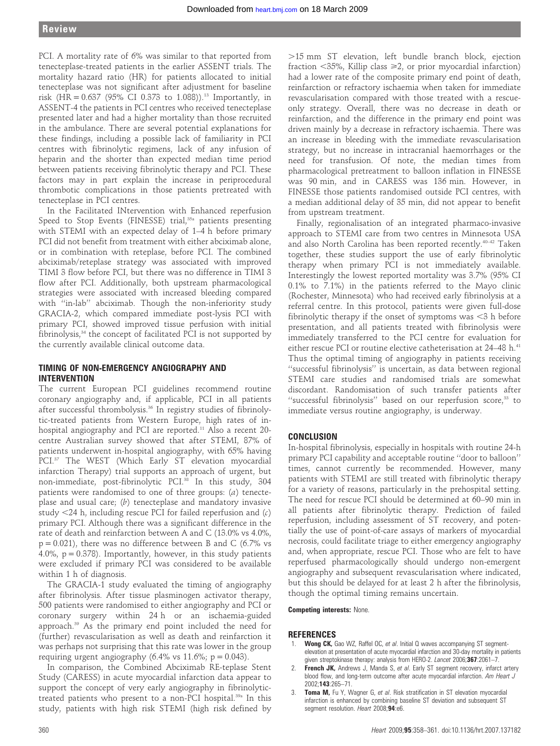PCI. A mortality rate of 6% was similar to that reported from tenecteplase-treated patients in the earlier ASSENT trials. The mortality hazard ratio (HR) for patients allocated to initial tenecteplase was not significant after adjustment for baseline risk (HR = 0.637 (95% CI 0.373 to 1.088)).[13] Importantly, in ASSENT-4 the patients in PCI centres who received tenecteplase presented later and had a higher mortality than those recruited in the ambulance. There are several potential explanations for these findings, including a possible lack of familiarity in PCI centres with fibrinolytic regimens, lack of any infusion of heparin and the shorter than expected median time period between patients receiving fibrinolytic therapy and PCI. These factors may in part explain the increase in periprocedural thrombotic complications in those patients pretreated with tenecteplase in PCI centres.

In the Facilitated INtervention with Enhanced reperfusion Speed to Stop Events (FINESSE) trial,[35a] patients presenting with STEMI with an expected delay of 1–4 h before primary PCI did not benefit from treatment with either abciximab alone, or in combination with reteplase, before PCI. The combined abciximab/reteplase strategy was associated with improved TIMI 3 flow before PCI, but there was no difference in TIMI 3 flow after PCI. Additionally, both upstream pharmacological strategies were associated with increased bleeding compared with "in-lab" abciximab. Though the non-inferiority study GRACIA-2, which compared immediate post-lysis PCI with primary PCI, showed improved tissue perfusion with initial fibrinolysis,[34] the concept of facilitated PCI is not supported by the currently available clinical outcome data.

## TIMING OF NON-EMERGENCY ANGIOGRAPHY AND INTERVENTION

The current European PCI guidelines recommend routine coronary angiography and, if applicable, PCI in all patients after successful thrombolysis.[36] In registry studies of fibrinolytic-treated patients from Western Europe, high rates of in-hospital angiography and PCI are reported.[11] Also a recent 20-centre Australian survey showed that after STEMI, 87% of patients underwent in-hospital angiography, with 65% having PCI.[37] The WEST (Which Early ST elevation myocardial infarction Therapy) trial supports an approach of urgent, but non-immediate, post-fibrinolytic PCI.[38] In this study, 304 patients were randomised to one of three groups: (*a*) tenecteplase and usual care; (*b*) tenecteplase and mandatory invasive study <24 h, including rescue PCI for failed reperfusion and (*c*) primary PCI. Although there was a significant difference in the rate of death and reinfarction between A and C (13.0% vs 4.0%, $p = 0.021$), there was no difference between B and C (6.7% vs 4.0%, $p = 0.378$). Importantly, however, in this study patients were excluded if primary PCI was considered to be available within 1 h of diagnosis.

The GRACIA-1 study evaluated the timing of angiography after fibrinolysis. After tissue plasminogen activator therapy, 500 patients were randomised to either angiography and PCI or coronary surgery within 24 h or an ischaemia-guided approach.[39] As the primary end point included the need for (further) revascularisation as well as death and reinfarction it was perhaps not surprising that this rate was lower in the group requiring urgent angiography (6.4% vs 11.6%; $p = 0.043$).

In comparison, the Combined Abciximab RE-teplase Stent Study (CARESS) in acute myocardial infarction data appear to support the concept of very early angiography in fibrinolytic-treated patients who present to a non-PCI hospital.[39a] In this study, patients with high risk STEMI (high risk defined by >15 mm ST elevation, left bundle branch block, ejection fraction <35%, Killip class ≥2, or prior myocardial infarction) had a lower rate of the composite primary end point of death, reinfarction or refractory ischaemia when taken for immediate revascularisation compared with those treated with a rescue-only strategy. Overall, there was no decrease in death or reinfarction, and the difference in the primary end point was driven mainly by a decrease in refractory ischaemia. There was an increase in bleeding with the immediate revascularisation strategy, but no increase in intracranial haemorrhages or the need for transfusion. Of note, the median times from pharmacological pretreatment to balloon inflation in FINESSE was 90 min, and in CARESS was 136 min. However, in FINESSE those patients randomised outside PCI centres, with a median additional delay of 35 min, did not appear to benefit from upstream treatment.

Finally, regionalisation of an integrated pharmaco-invasive approach to STEMI care from two centres in Minnesota USA and also North Carolina has been reported recently.[40–42] Taken together, these studies support the use of early fibrinolytic therapy when primary PCI is not immediately available. Interestingly the lowest reported mortality was 3.7% (95% CI 0.1% to 7.1%) in the patients referred to the Mayo clinic (Rochester, Minnesota) who had received early fibrinolysis at a referral centre. In this protocol, patients were given full-dose fibrinolytic therapy if the onset of symptoms was <3 h before presentation, and all patients treated with fibrinolysis were immediately transferred to the PCI centre for evaluation for either rescue PCI or routine elective catheterisation at 24–48 h.[41] Thus the optimal timing of angiography in patients receiving "successful fibrinolysis" is uncertain, as data between regional STEMI care studies and randomised trials are somewhat discordant. Randomisation of such transfer patients after "successful fibrinolysis" based on our reperfusion score,[33] to immediate versus routine angiography, is underway.

## CONCLUSION

In-hospital fibrinolysis, especially in hospitals with routine 24-h primary PCI capability and acceptable routine "door to balloon" times, cannot currently be recommended. However, many patients with STEMI are still treated with fibrinolytic therapy for a variety of reasons, particularly in the prehospital setting. The need for rescue PCI should be determined at 60–90 min in all patients after fibrinolytic therapy. Prediction of failed reperfusion, including assessment of ST recovery, and potentially the use of point-of-care assays of markers of myocardial necrosis, could facilitate triage to either emergency angiography and, when appropriate, rescue PCI. Those who are felt to have reperfused pharmacologically should undergo non-emergent angiography and subsequent revascularisation where indicated, but this should be delayed for at least 2 h after the fibrinolysis, though the optimal timing remains uncertain.

**Competing interests:** None.

## REFERENCES

1. **Wong CK,** Gao WZ, Raffel OC, *et al*. Initial Q waves accompanying ST segment-elevation at presentation of acute myocardial infarction and 30-day mortality in patients given streptokinase therapy: analysis from HERO-2. *Lancet* 2006;**367**:2061–7.
2. **French JK,** Andrews J, Manda S, *et al*. Early ST segment recovery, infarct artery blood flow, and long-term outcome after acute myocardial infarction. *Am Heart J* 2002;**143**:265–71.
3. **Toma M,** Fu Y, Wagner G, *et al*. Risk stratification in ST elevation myocardial infarction is enhanced by combining baseline ST deviation and subsequent ST segment resolution. *Heart* 2008;**94**:e6.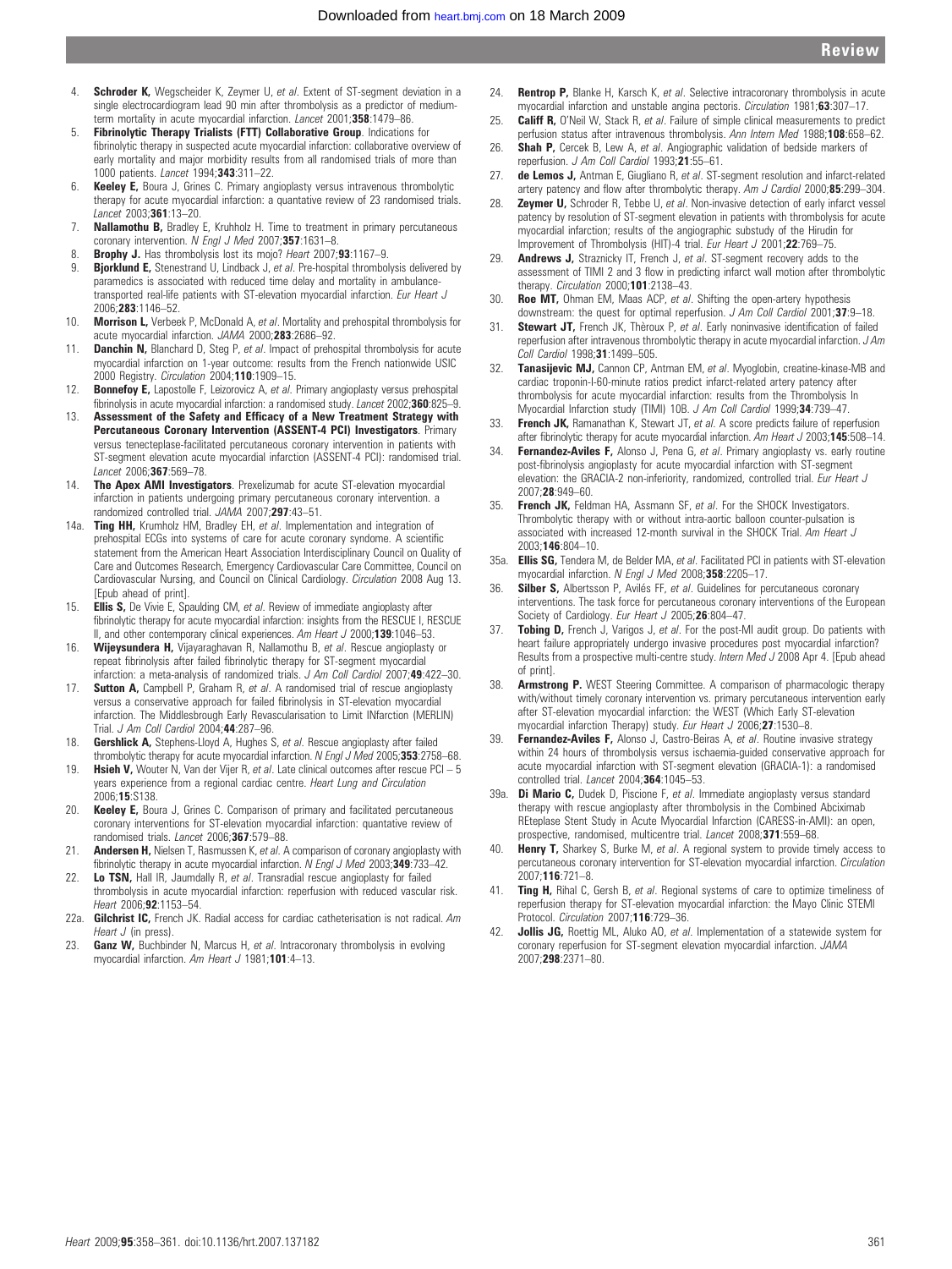4. **Schroder K,** Wegscheider K, Zeymer U, *et al*. Extent of ST-segment deviation in a single electrocardiogram lead 90 min after thrombolysis as a predictor of medium-term mortality in acute myocardial infarction. *Lancet* 2001;**358**:1479–86.
5. **Fibrinolytic Therapy Trialists (FTT) Collaborative Group**. Indications for fibrinolytic therapy in suspected acute myocardial infarction: collaborative overview of early mortality and major morbidity results from all randomised trials of more than 1000 patients. *Lancet* 1994;**343**:311–22.
6. **Keeley E,** Boura J, Grines C. Primary angioplasty versus intravenous thrombolytic therapy for acute myocardial infarction: a quantative review of 23 randomised trials. *Lancet* 2003;**361**:13–20.
7. **Nallamothu B,** Bradley E, Kruhholz H. Time to treatment in primary percutaneous coronary intervention. *N Engl J Med* 2007;**357**:1631–8.
8. **Brophy J.** Has thrombolysis lost its mojo? *Heart* 2007;**93**:1167–9.
9. **Bjorklund E,** Stenestrand U, Lindback J, *et al*. Pre-hospital thrombolysis delivered by paramedics is associated with reduced time delay and mortality in ambulance-transported real-life patients with ST-elevation myocardial infarction. *Eur Heart J* 2006;**283**:1146–52.
10. **Morrison L,** Verbeek P, McDonald A, *et al*. Mortality and prehospital thrombolysis for acute myocardial infarction. *JAMA* 2000;**283**:2686–92.
11. **Danchin N,** Blanchard D, Steg P, *et al*. Impact of prehospital thrombolysis for acute myocardial infarction on 1-year outcome: results from the French nationwide USIC 2000 Registry. *Circulation* 2004;**110**:1909–15.
12. **Bonnefoy E,** Lapostolle F, Leizorovicz A, *et al*. Primary angioplasty versus prehospital fibrinolysis in acute myocardial infarction: a randomised study. *Lancet* 2002;**360**:825–9.
13. **Assessment of the Safety and Efficacy of a New Treatment Strategy with Percutaneous Coronary Intervention (ASSENT-4 PCI) Investigators**. Primary versus tenecteplase-facilitated percutaneous coronary intervention in patients with ST-segment elevation acute myocardial infarction (ASSENT-4 PCI): randomised trial. *Lancet* 2006;**367**:569–78.
14. **The Apex AMI Investigators**. Prexelizumab for acute ST-elevation myocardial infarction in patients undergoing primary percutaneous coronary intervention. a randomized controlled trial. *JAMA* 2007;**297**:43–51.

14a. **Ting HH,** Krumholz HM, Bradley EH, *et al*. Implementation and integration of prehospital ECGs into systems of care for acute coronary syndrome. A scientific statement from the American Heart Association Interdisciplinary Council on Quality of Care and Outcomes Research, Emergency Cardiovascular Care Committee, Council on Cardiovascular Nursing, and Council on Clinical Cardiology. *Circulation* 2008 Aug 13. [Epub ahead of print].

15. **Ellis S,** De Vivie E, Spaulding CM, *et al*. Review of immediate angioplasty after fibrinolytic therapy for acute myocardial infarction: insights from the RESCUE I, RESCUE II, and other contemporary clinical experiences. *Am Heart J* 2000;**139**:1046–53.
16. **Wijeysundera H,** Vijayaraghavan R, Nallamothu B, *et al*. Rescue angioplasty or repeat fibrinolysis after failed fibrinolytic therapy for ST-segment myocardial infarction: a meta-analysis of randomized trials. *J Am Coll Cardiol* 2007;**49**:422–30.
17. **Sutton A,** Campbell P, Graham R, *et al*. A randomised trial of rescue angioplasty versus a conservative approach for failed fibrinolysis in ST-elevation myocardial infarction. The Middlesbrough Early Revascularisation to Limit INfarction (MERLIN) Trial. *J Am Coll Cardiol* 2004;**44**:287–96.
18. **Gershlick A,** Stephens-Lloyd A, Hughes S, *et al*. Rescue angioplasty after failed thrombolytic therapy for acute myocardial infarction. *N Engl J Med* 2005;**353**:2758–68.
19. **Hsieh V,** Wouter N, Van der Vijer R, *et al*. Late clinical outcomes after rescue PCI – 5 years experience from a regional cardiac centre. *Heart Lung and Circulation* 2006;**15**:S138.
20. **Keeley E,** Boura J, Grines C. Comparison of primary and facilitated percutaneous coronary interventions for ST-elevation myocardial infarction: quantative review of randomised trials. *Lancet* 2006;**367**:579–88.
21. **Andersen H,** Nielsen T, Rasmussen K, *et al*. A comparison of coronary angioplasty with fibrinolytic therapy in acute myocardial infarction. *N Engl J Med* 2003;**349**:733–42.
22. **Lo TSN,** Hall IR, Jaumdally R, *et al*. Transradial rescue angioplasty for failed thrombolysis in acute myocardial infarction: reperfusion with reduced vascular risk. *Heart* 2006;**92**:1153–54.

22a. **Gilchrist IC,** French JK. Radial access for cardiac catheterisation is not radical. *Am Heart J* (in press).

23. **Ganz W,** Buchbinder N, Marcus H, *et al*. Intracoronary thrombolysis in evolving myocardial infarction. *Am Heart J* 1981;**101**:4–13.
24. **Rentrop P,** Blanke H, Karsch K, *et al*. Selective intracoronary thrombolysis in acute myocardial infarction and unstable angina pectoris. *Circulation* 1981;**63**:307–17.
25. **Califf R,** O'Neil W, Stack R, *et al*. Failure of simple clinical measurements to predict perfusion status after intravenous thrombolysis. *Ann Intern Med* 1988;**108**:658–62.
26. **Shah P,** Cercek B, Lew A, *et al*. Angiographic validation of bedside markers of reperfusion. *J Am Coll Cardiol* 1993;**21**:55–61.
27. **de Lemos J,** Antman E, Giugliano R, *et al*. ST-segment resolution and infarct-related artery patency and flow after thrombolytic therapy. *Am J Cardiol* 2000;**85**:299–304.
28. **Zeymer U,** Schroder R, Tebbe U, *et al*. Non-invasive detection of early infarct vessel patency by resolution of ST-segment elevation in patients with thrombolysis for acute myocardial infarction; results of the angiographic substudy of the Hirudin for Improvement of Thrombolysis (HIT)-4 trial. *Eur Heart J* 2001;**22**:769–75.
29. **Andrews J,** Straznicky IT, French J, *et al*. ST-segment recovery adds to the assessment of TIMI 2 and 3 flow in predicting infarct wall motion after thrombolytic therapy. *Circulation* 2000;**101**:2138–43.
30. **Roe MT,** Ohman EM, Maas ACP, *et al*. Shifting the open-artery hypothesis downstream: the quest for optimal reperfusion. *J Am Coll Cardiol* 2001;**37**:9–18.
31. **Stewart JT,** French JK, Thèroux P, *et al*. Early noninvasive identification of failed reperfusion after intravenous thrombolytic therapy in acute myocardial infarction. *J Am Coll Cardiol* 1998;**31**:1499–505.
32. **Tanasijevic MJ,** Cannon CP, Antman EM, *et al*. Myoglobin, creatine-kinase-MB and cardiac troponin-I-60-minute ratios predict infarct-related artery patency after thrombolysis for acute myocardial infarction: results from the Thrombolysis In Myocardial Infarction study (TIMI) 10B. *J Am Coll Cardiol* 1999;**34**:739–47.
33. **French JK,** Ramanathan K, Stewart JT, *et al*. A score predicts failure of reperfusion after fibrinolytic therapy for acute myocardial infarction. *Am Heart J* 2003;**145**:508–14.
34. **Fernandez-Aviles F,** Alonso J, Pena G, *et al*. Primary angioplasty vs. early routine post-fibrinolysis angioplasty for acute myocardial infarction with ST-segment elevation: the GRACIA-2 non-inferiority, randomized, controlled trial. *Eur Heart J* 2007;**28**:949–60.
35. **French JK,** Feldman HA, Assmann SF, *et al*. For the SHOCK Investigators. Thrombolytic therapy with or without intra-aortic balloon counter-pulsation is associated with increased 12-month survival in the SHOCK Trial. *Am Heart J* 2003;**146**:804–10.

35a. **Ellis SG,** Tendera M, de Belder MA, *et al*. Facilitated PCI in patients with ST-elevation myocardial infarction. *N Engl J Med* 2008;**358**:2205–17.

36. **Silber S,** Albertsson P, Avilés FF, *et al*. Guidelines for percutaneous coronary interventions. The task force for percutaneous coronary interventions of the European Society of Cardiology. *Eur Heart J* 2005;**26**:804–47.
37. **Tobing D,** French J, Varigos J, *et al*. For the post-MI audit group. Do patients with heart failure appropriately undergo invasive procedures post myocardial infarction? Results from a prospective multi-centre study. *Intern Med J* 2008 Apr 4. [Epub ahead of print].
38. **Armstrong P.** WEST Steering Committee. A comparison of pharmacologic therapy with/without timely coronary intervention vs. primary percutaneous intervention early after ST-elevation myocardial infarction: the WEST (Which Early ST-elevation myocardial infarction Therapy) study. *Eur Heart J* 2006;**27**:1530–8.
39. **Fernandez-Aviles F,** Alonso J, Castro-Beiras A, *et al*. Routine invasive strategy within 24 hours of thrombolysis versus ischaemia-guided conservative approach for acute myocardial infarction with ST-segment elevation (GRACIA-1): a randomised controlled trial. *Lancet* 2004;**364**:1045–53.

39a. **Di Mario C,** Dudek D, Piscione F, *et al*. Immediate angioplasty versus standard therapy with rescue angioplasty after thrombolysis in the Combined Abciximab REteplase Stent Study in Acute Myocardial Infarction (CARESS-in-AMI): an open, prospective, randomised, multicentre trial. *Lancet* 2008;**371**:559–68.

40. **Henry T,** Sharkey S, Burke M, *et al*. A regional system to provide timely access to percutaneous coronary intervention for ST-elevation myocardial infarction. *Circulation* 2007;**116**:721–8.
41. **Ting H,** Rihal C, Gersh B, *et al*. Regional systems of care to optimize timeliness of reperfusion therapy for ST-elevation myocardial infarction: the Mayo Clinic STEMI Protocol. *Circulation* 2007;**116**:729–36.
42. **Jollis JG,** Roettig ML, Aluko AO, *et al*. Implementation of a statewide system for coronary reperfusion for ST-segment elevation myocardial infarction. *JAMA* 2007;**298**:2371–80.